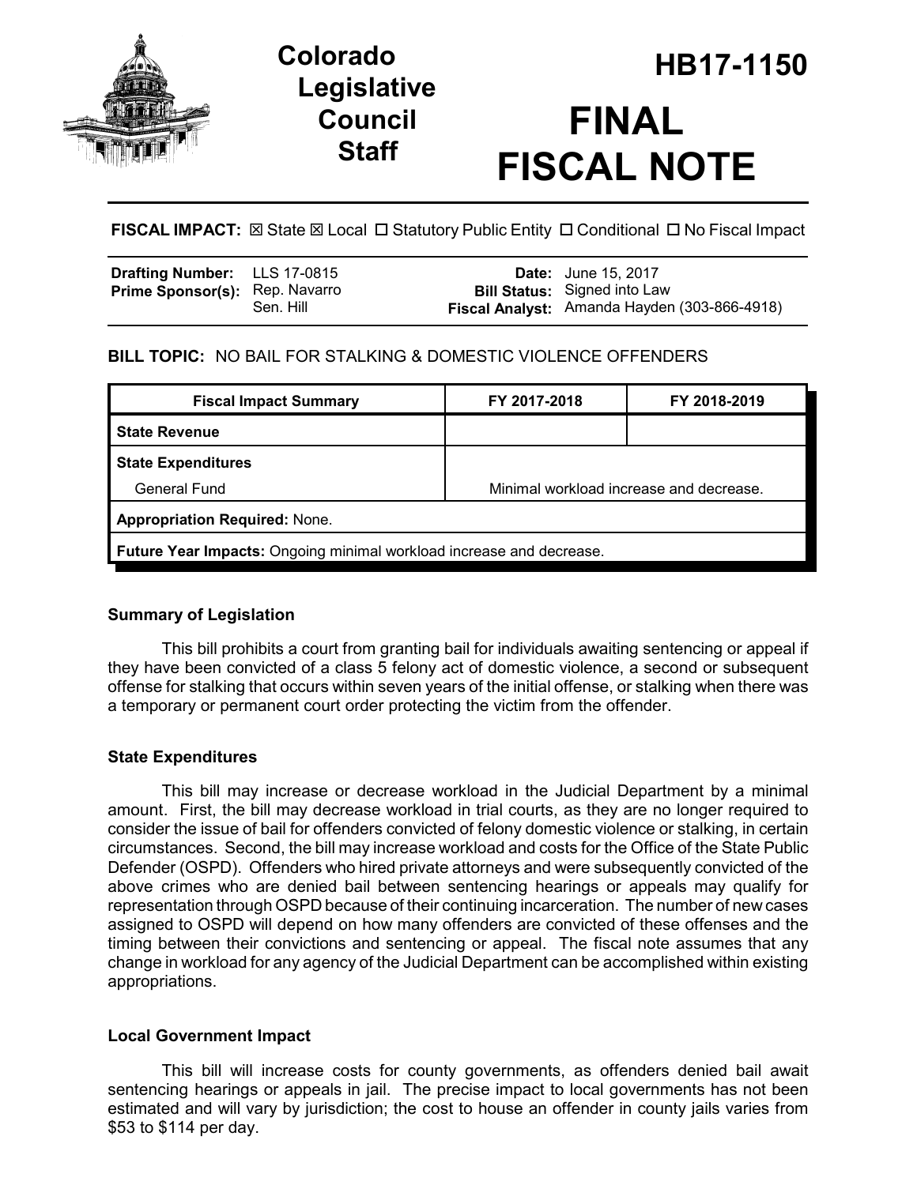# Colorado Legislative Council Staff

# HB17-1150

# FINAL FISCAL NOTE

**FISCAL IMPACT:** ☒ State ☒ Local ☐ Statutory Public Entity ☐ Conditional ☐ No Fiscal Impact

| | | | |
|---|---|---|---|
| **Drafting Number:** | LLS 17-0815 | **Date:** | June 15, 2017 |
| **Prime Sponsor(s):** | Rep. Navarro<br>Sen. Hill | **Bill Status:** | Signed into Law |
| | | **Fiscal Analyst:** | Amanda Hayden (303-866-4918) |

**BILL TOPIC:** NO BAIL FOR STALKING & DOMESTIC VIOLENCE OFFENDERS

| Fiscal Impact Summary | FY 2017-2018 | FY 2018-2019 |
|---|---|---|
| **State Revenue** | | |
| **State Expenditures** | | |
| General Fund | Minimal workload increase and decrease. | |
| **Appropriation Required:** None. | | |
| **Future Year Impacts:** Ongoing minimal workload increase and decrease. | | |

### Summary of Legislation

This bill prohibits a court from granting bail for individuals awaiting sentencing or appeal if they have been convicted of a class 5 felony act of domestic violence, a second or subsequent offense for stalking that occurs within seven years of the initial offense, or stalking when there was a temporary or permanent court order protecting the victim from the offender.

### State Expenditures

This bill may increase or decrease workload in the Judicial Department by a minimal amount. First, the bill may decrease workload in trial courts, as they are no longer required to consider the issue of bail for offenders convicted of felony domestic violence or stalking, in certain circumstances. Second, the bill may increase workload and costs for the Office of the State Public Defender (OSPD). Offenders who hired private attorneys and were subsequently convicted of the above crimes who are denied bail between sentencing hearings or appeals may qualify for representation through OSPD because of their continuing incarceration. The number of new cases assigned to OSPD will depend on how many offenders are convicted of these offenses and the timing between their convictions and sentencing or appeal. The fiscal note assumes that any change in workload for any agency of the Judicial Department can be accomplished within existing appropriations.

### Local Government Impact

This bill will increase costs for county governments, as offenders denied bail await sentencing hearings or appeals in jail. The precise impact to local governments has not been estimated and will vary by jurisdiction; the cost to house an offender in county jails varies from $53 to $114 per day.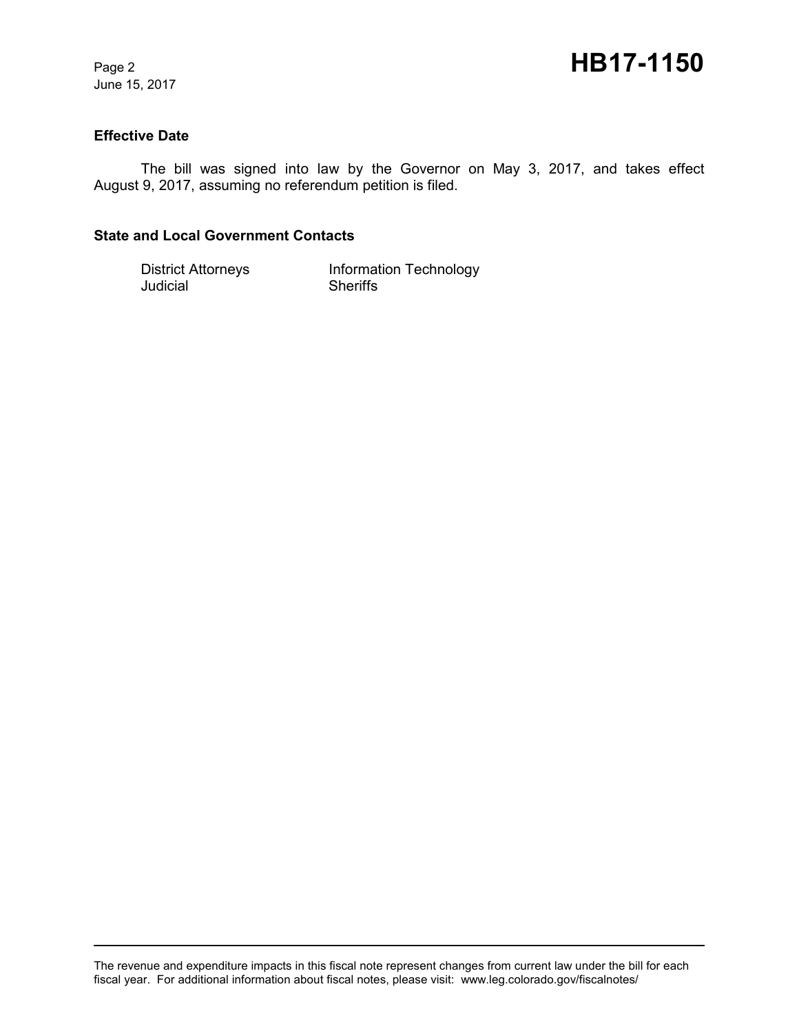## Effective Date

The bill was signed into law by the Governor on May 3, 2017, and takes effect August 9, 2017, assuming no referendum petition is filed.

## State and Local Government Contacts

| | |
|---|---|
| District Attorneys | Information Technology |
| Judicial | Sheriffs |

The revenue and expenditure impacts in this fiscal note represent changes from current law under the bill for each fiscal year. For additional information about fiscal notes, please visit: www.leg.colorado.gov/fiscalnotes/